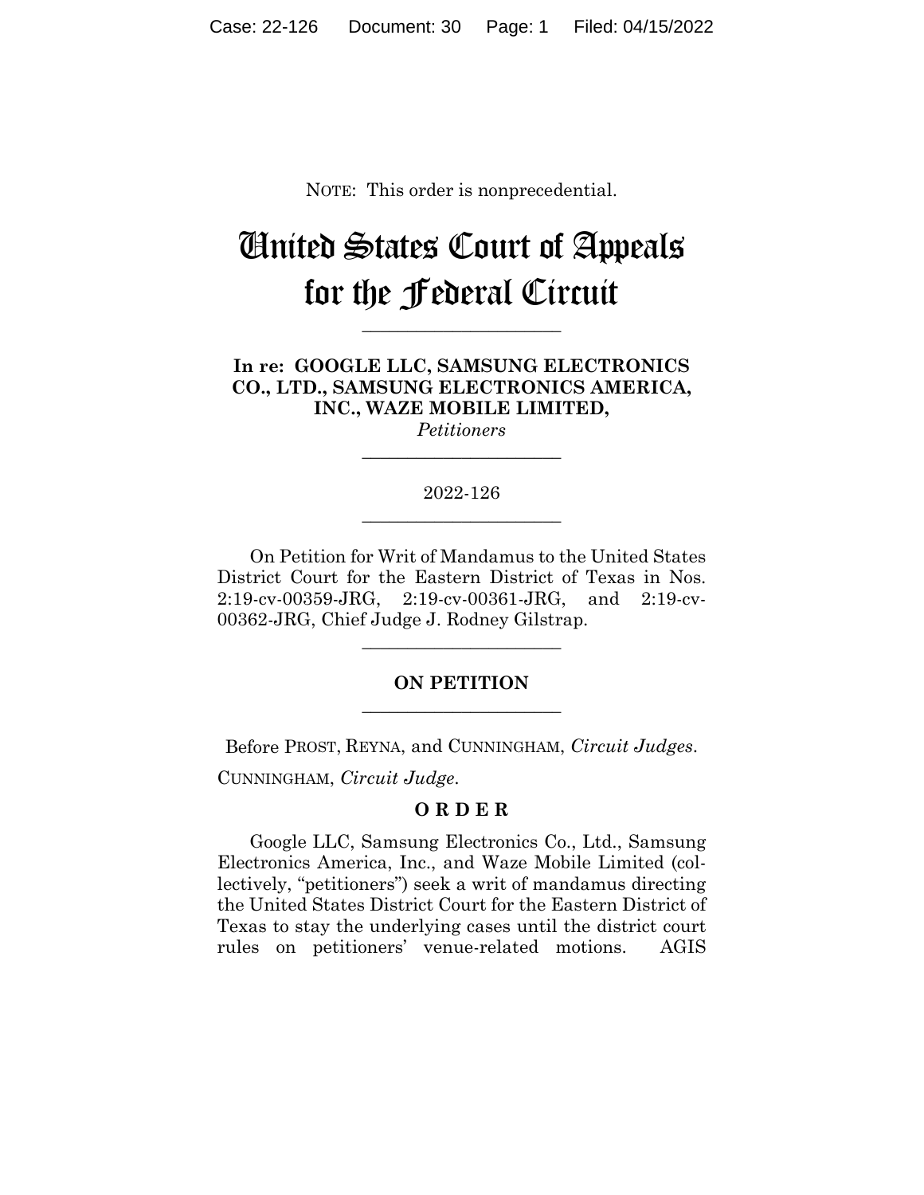NOTE: This order is nonprecedential.

# United States Court of Appeals for the Federal Circuit

______________________

**In re: GOOGLE LLC, SAMSUNG ELECTRONICS CO., LTD., SAMSUNG ELECTRONICS AMERICA, INC., WAZE MOBILE LIMITED,**
*Petitioners*

______________________

2022-126

______________________

On Petition for Writ of Mandamus to the United States District Court for the Eastern District of Texas in Nos. 2:19-cv-00359-JRG, 2:19-cv-00361-JRG, and 2:19-cv-00362-JRG, Chief Judge J. Rodney Gilstrap.

______________________

**ON PETITION**

______________________

Before PROST, REYNA, and CUNNINGHAM, *Circuit Judges*.

CUNNINGHAM, *Circuit Judge*.

**O R D E R**

Google LLC, Samsung Electronics Co., Ltd., Samsung Electronics America, Inc., and Waze Mobile Limited (collectively, "petitioners") seek a writ of mandamus directing the United States District Court for the Eastern District of Texas to stay the underlying cases until the district court rules on petitioners' venue-related motions. AGIS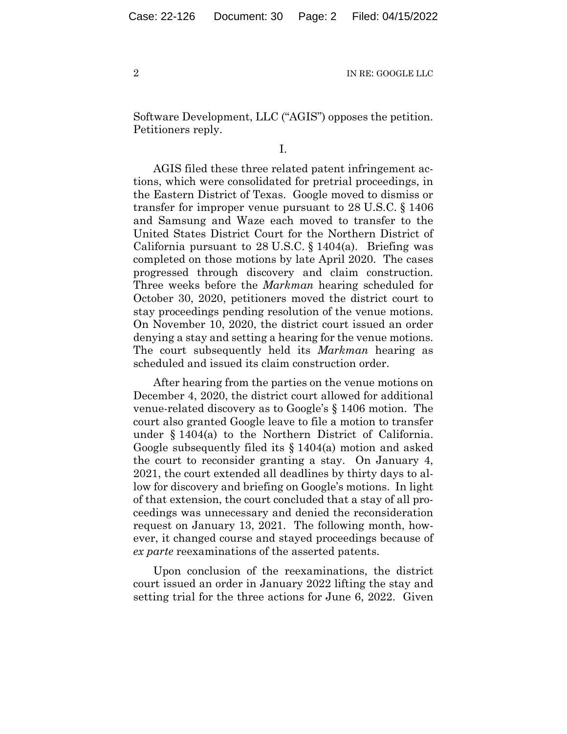Software Development, LLC ("AGIS") opposes the petition. Petitioners reply.

I.

AGIS filed these three related patent infringement actions, which were consolidated for pretrial proceedings, in the Eastern District of Texas. Google moved to dismiss or transfer for improper venue pursuant to 28 U.S.C. § 1406 and Samsung and Waze each moved to transfer to the United States District Court for the Northern District of California pursuant to 28 U.S.C. § 1404(a). Briefing was completed on those motions by late April 2020. The cases progressed through discovery and claim construction. Three weeks before the *Markman* hearing scheduled for October 30, 2020, petitioners moved the district court to stay proceedings pending resolution of the venue motions. On November 10, 2020, the district court issued an order denying a stay and setting a hearing for the venue motions. The court subsequently held its *Markman* hearing as scheduled and issued its claim construction order.

After hearing from the parties on the venue motions on December 4, 2020, the district court allowed for additional venue-related discovery as to Google's § 1406 motion. The court also granted Google leave to file a motion to transfer under § 1404(a) to the Northern District of California. Google subsequently filed its § 1404(a) motion and asked the court to reconsider granting a stay. On January 4, 2021, the court extended all deadlines by thirty days to allow for discovery and briefing on Google's motions. In light of that extension, the court concluded that a stay of all proceedings was unnecessary and denied the reconsideration request on January 13, 2021. The following month, however, it changed course and stayed proceedings because of *ex parte* reexaminations of the asserted patents.

Upon conclusion of the reexaminations, the district court issued an order in January 2022 lifting the stay and setting trial for the three actions for June 6, 2022. Given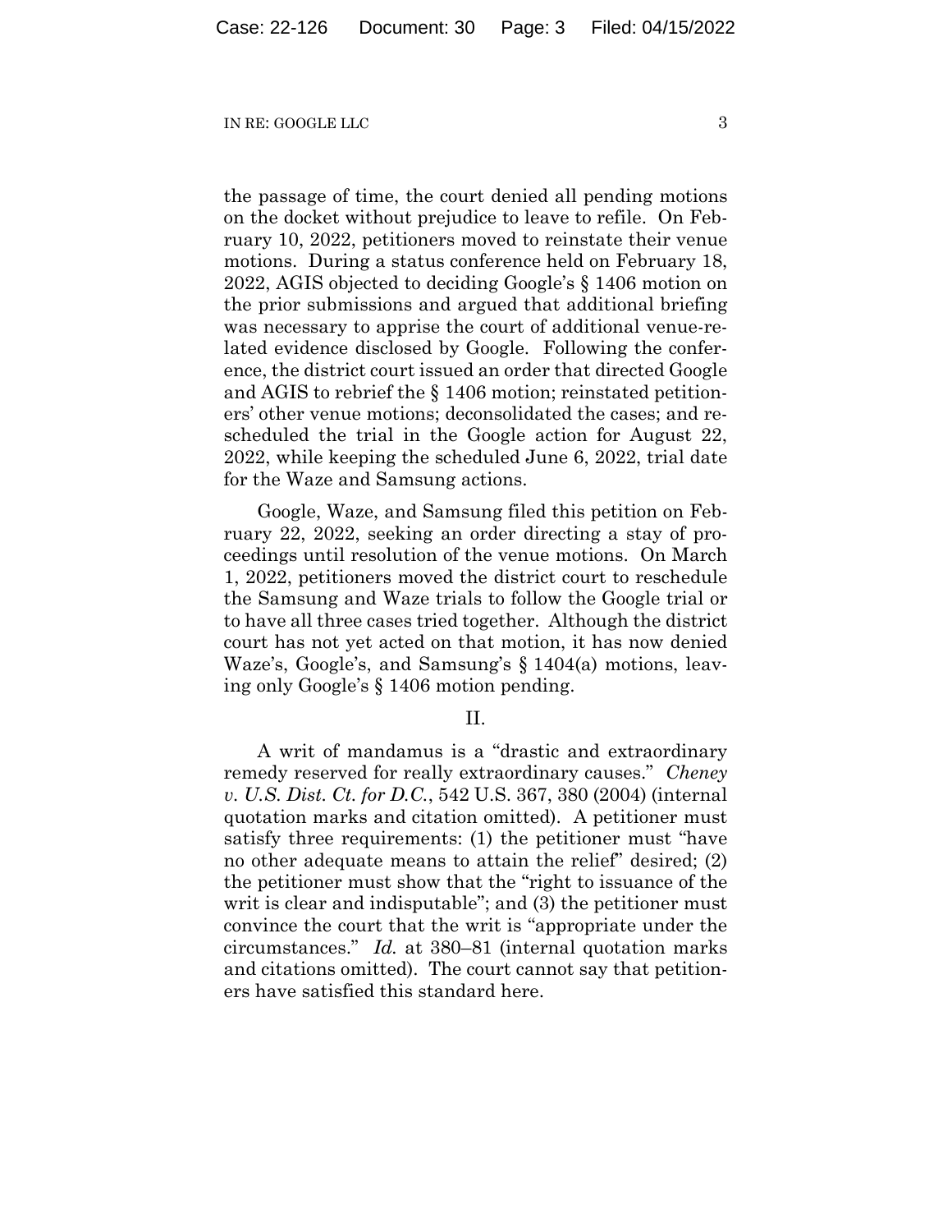the passage of time, the court denied all pending motions on the docket without prejudice to leave to refile. On February 10, 2022, petitioners moved to reinstate their venue motions. During a status conference held on February 18, 2022, AGIS objected to deciding Google's § 1406 motion on the prior submissions and argued that additional briefing was necessary to apprise the court of additional venue-related evidence disclosed by Google. Following the conference, the district court issued an order that directed Google and AGIS to rebrief the § 1406 motion; reinstated petitioners' other venue motions; deconsolidated the cases; and rescheduled the trial in the Google action for August 22, 2022, while keeping the scheduled June 6, 2022, trial date for the Waze and Samsung actions.

Google, Waze, and Samsung filed this petition on February 22, 2022, seeking an order directing a stay of proceedings until resolution of the venue motions. On March 1, 2022, petitioners moved the district court to reschedule the Samsung and Waze trials to follow the Google trial or to have all three cases tried together. Although the district court has not yet acted on that motion, it has now denied Waze's, Google's, and Samsung's § 1404(a) motions, leaving only Google's § 1406 motion pending.

## II.

A writ of mandamus is a "drastic and extraordinary remedy reserved for really extraordinary causes." *Cheney v. U.S. Dist. Ct. for D.C.*, 542 U.S. 367, 380 (2004) (internal quotation marks and citation omitted). A petitioner must satisfy three requirements: (1) the petitioner must "have no other adequate means to attain the relief" desired; (2) the petitioner must show that the "right to issuance of the writ is clear and indisputable"; and (3) the petitioner must convince the court that the writ is "appropriate under the circumstances." *Id.* at 380–81 (internal quotation marks and citations omitted). The court cannot say that petitioners have satisfied this standard here.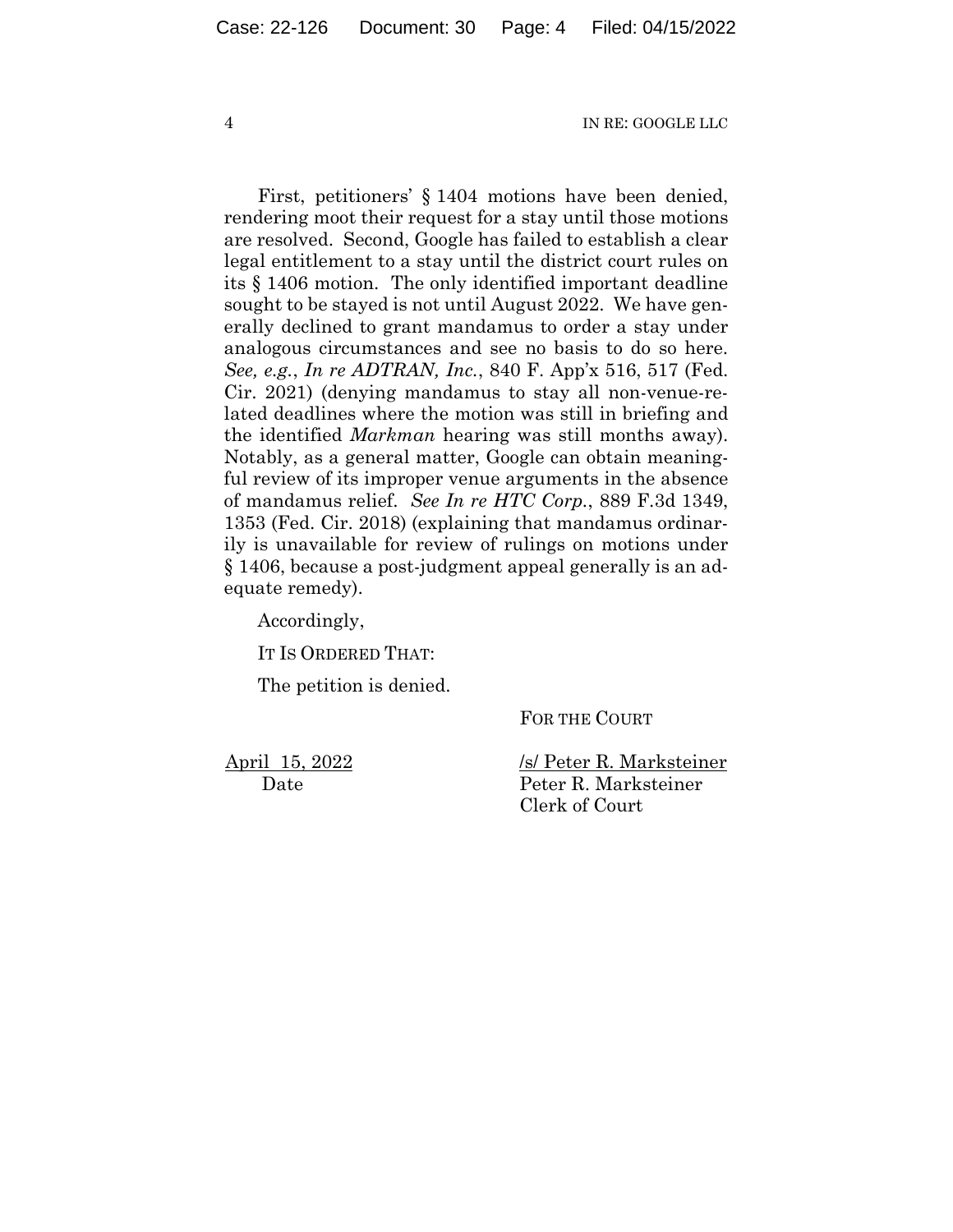First, petitioners' § 1404 motions have been denied, rendering moot their request for a stay until those motions are resolved. Second, Google has failed to establish a clear legal entitlement to a stay until the district court rules on its § 1406 motion. The only identified important deadline sought to be stayed is not until August 2022. We have generally declined to grant mandamus to order a stay under analogous circumstances and see no basis to do so here. *See, e.g.*, *In re ADTRAN, Inc.*, 840 F. App'x 516, 517 (Fed. Cir. 2021) (denying mandamus to stay all non-venue-related deadlines where the motion was still in briefing and the identified *Markman* hearing was still months away). Notably, as a general matter, Google can obtain meaningful review of its improper venue arguments in the absence of mandamus relief. *See In re HTC Corp.*, 889 F.3d 1349, 1353 (Fed. Cir. 2018) (explaining that mandamus ordinarily is unavailable for review of rulings on motions under § 1406, because a post-judgment appeal generally is an adequate remedy).

Accordingly,

IT IS ORDERED THAT:

The petition is denied.

FOR THE COURT

April 15, 2022
Date

/s/ Peter R. Marksteiner
Peter R. Marksteiner
Clerk of Court